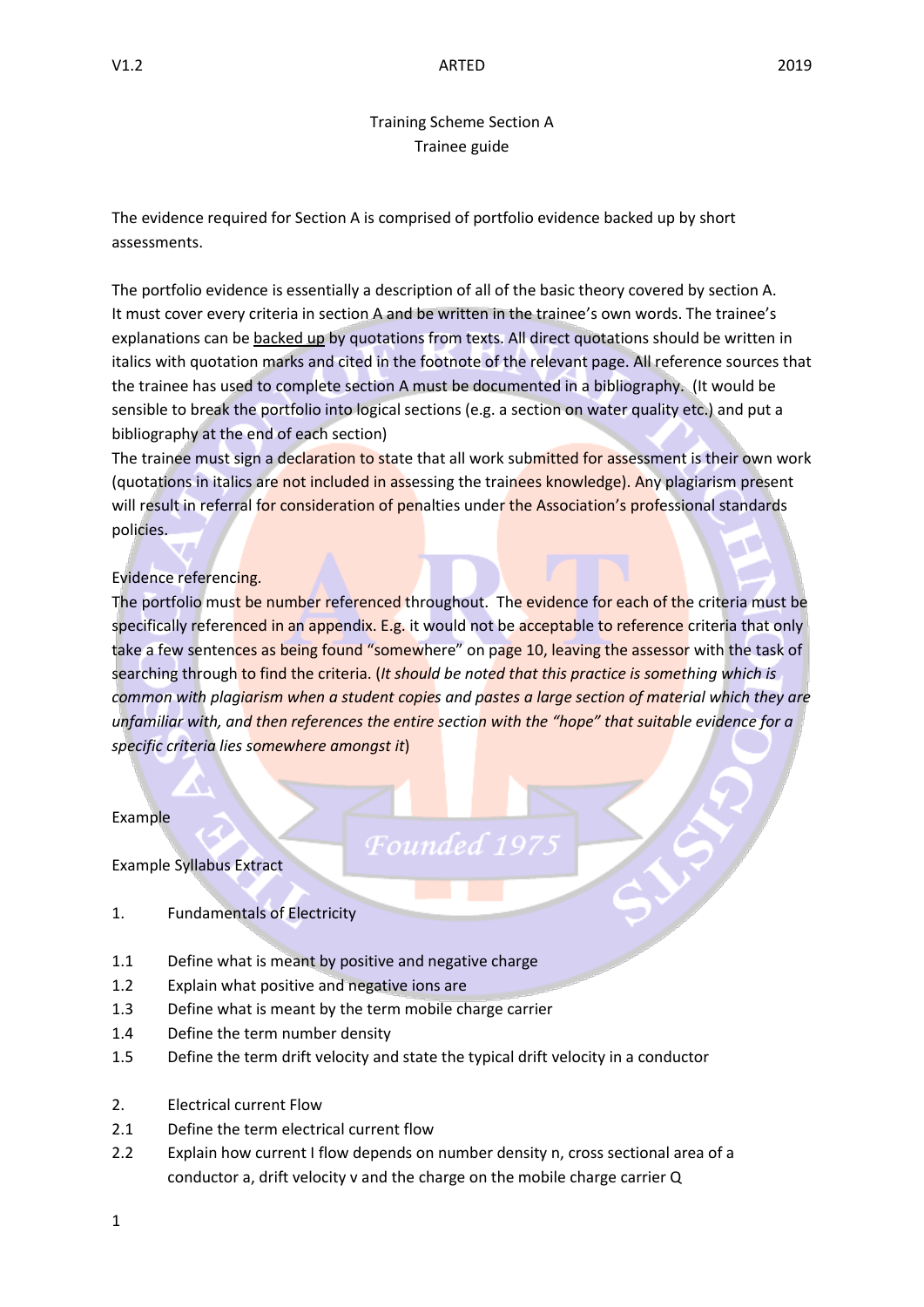# Training Scheme Section A
## Trainee guide

The evidence required for Section A is comprised of portfolio evidence backed up by short assessments.

The portfolio evidence is essentially a description of all of the basic theory covered by section A. It must cover every criteria in section A and be written in the trainee's own words. The trainee's explanations can be <u>backed up</u> by quotations from texts. All direct quotations should be written in italics with quotation marks and cited in the footnote of the relevant page. All reference sources that the trainee has used to complete section A must be documented in a bibliography. (It would be sensible to break the portfolio into logical sections (e.g. a section on water quality etc.) and put a bibliography at the end of each section)

The trainee must sign a declaration to state that all work submitted for assessment is their own work (quotations in italics are not included in assessing the trainees knowledge). Any plagiarism present will result in referral for consideration of penalties under the Association's professional standards policies.

Evidence referencing.

The portfolio must be number referenced throughout. The evidence for each of the criteria must be specifically referenced in an appendix. E.g. it would not be acceptable to reference criteria that only take a few sentences as being found "somewhere" on page 10, leaving the assessor with the task of searching through to find the criteria. (*It should be noted that this practice is something which is common with plagiarism when a student copies and pastes a large section of material which they are unfamiliar with, and then references the entire section with the "hope" that suitable evidence for a specific criteria lies somewhere amongst it*)

Example

Example Syllabus Extract

1. Fundamentals of Electricity

1.1 Define what is meant by positive and negative charge
1.2 Explain what positive and negative ions are
1.3 Define what is meant by the term mobile charge carrier
1.4 Define the term number density
1.5 Define the term drift velocity and state the typical drift velocity in a conductor

2. Electrical current Flow
2.1 Define the term electrical current flow
2.2 Explain how current I flow depends on number density n, cross sectional area of a conductor a, drift velocity v and the charge on the mobile charge carrier Q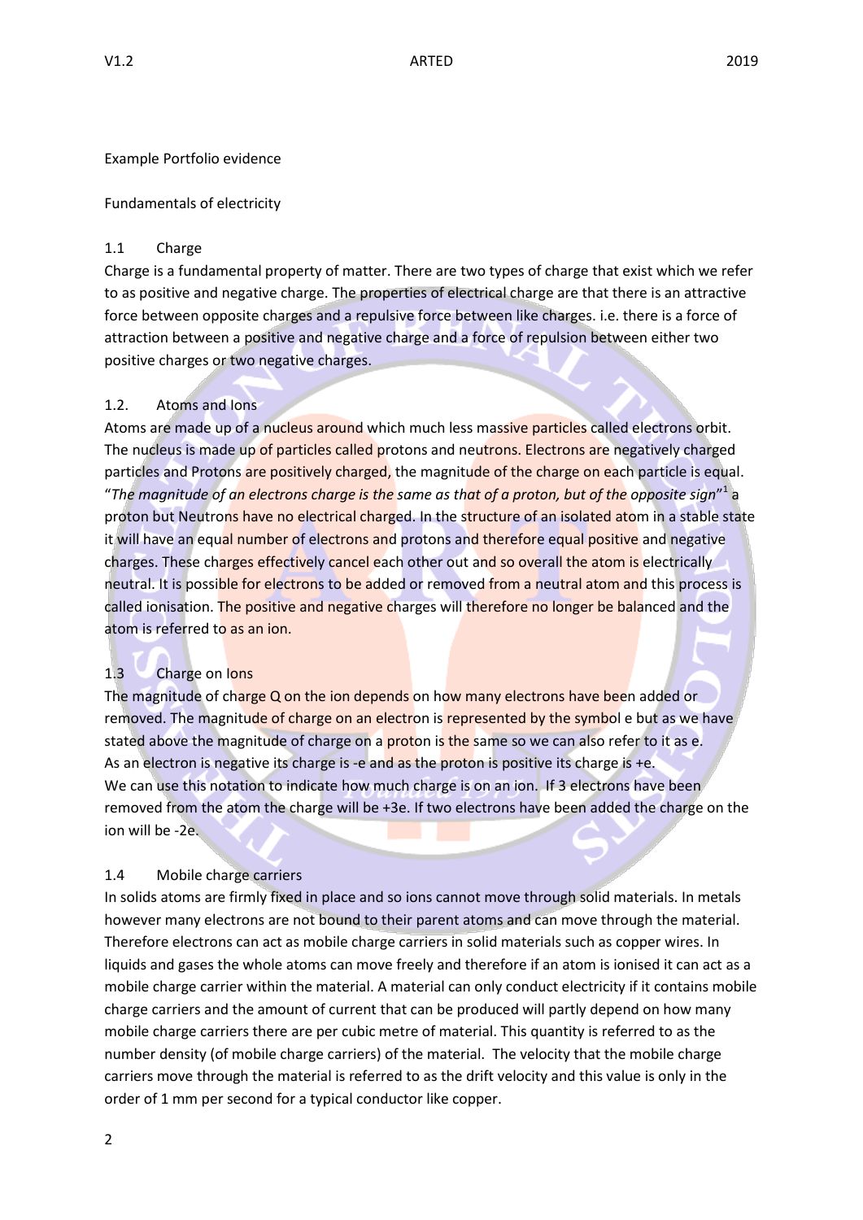Example Portfolio evidence

Fundamentals of electricity

## 1.1 Charge

Charge is a fundamental property of matter. There are two types of charge that exist which we refer to as positive and negative charge. The properties of electrical charge are that there is an attractive force between opposite charges and a repulsive force between like charges. i.e. there is a force of attraction between a positive and negative charge and a force of repulsion between either two positive charges or two negative charges.

## 1.2. Atoms and Ions

Atoms are made up of a nucleus around which much less massive particles called electrons orbit. The nucleus is made up of particles called protons and neutrons. Electrons are negatively charged particles and Protons are positively charged, the magnitude of the charge on each particle is equal. "*The magnitude of an electrons charge is the same as that of a proton, but of the opposite sign*"[1] a proton but Neutrons have no electrical charged. In the structure of an isolated atom in a stable state it will have an equal number of electrons and protons and therefore equal positive and negative charges. These charges effectively cancel each other out and so overall the atom is electrically neutral. It is possible for electrons to be added or removed from a neutral atom and this process is called ionisation. The positive and negative charges will therefore no longer be balanced and the atom is referred to as an ion.

## 1.3 Charge on Ions

The magnitude of charge Q on the ion depends on how many electrons have been added or removed. The magnitude of charge on an electron is represented by the symbol e but as we have stated above the magnitude of charge on a proton is the same so we can also refer to it as e.
As an electron is negative its charge is -e and as the proton is positive its charge is +e.
We can use this notation to indicate how much charge is on an ion. If 3 electrons have been removed from the atom the charge will be +3e. If two electrons have been added the charge on the ion will be -2e.

## 1.4 Mobile charge carriers

In solids atoms are firmly fixed in place and so ions cannot move through solid materials. In metals however many electrons are not bound to their parent atoms and can move through the material. Therefore electrons can act as mobile charge carriers in solid materials such as copper wires. In liquids and gases the whole atoms can move freely and therefore if an atom is ionised it can act as a mobile charge carrier within the material. A material can only conduct electricity if it contains mobile charge carriers and the amount of current that can be produced will partly depend on how many mobile charge carriers there are per cubic metre of material. This quantity is referred to as the number density (of mobile charge carriers) of the material. The velocity that the mobile charge carriers move through the material is referred to as the drift velocity and this value is only in the order of 1 mm per second for a typical conductor like copper.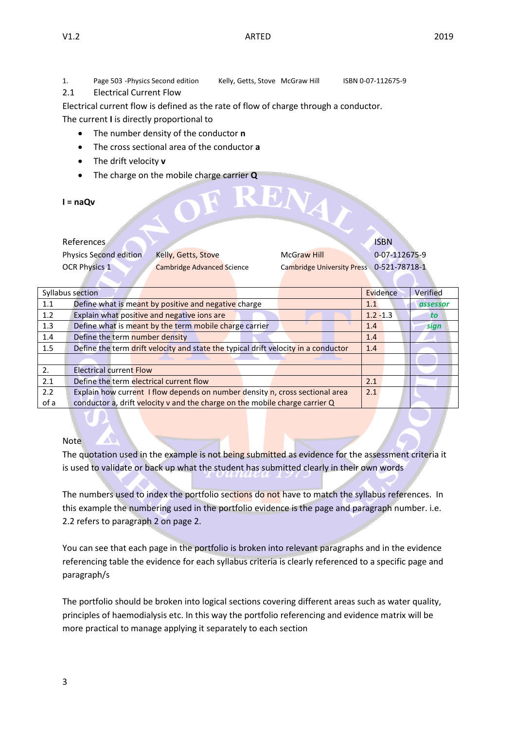1. Page 503 -Physics Second edition Kelly, Getts, Stove McGraw Hill ISBN 0-07-112675-9

2.1 Electrical Current Flow

Electrical current flow is defined as the rate of flow of charge through a conductor.

The current **I** is directly proportional to

- The number density of the conductor **n**
- The cross sectional area of the conductor **a**
- The drift velocity **v**
- The charge on the mobile charge carrier **Q**

**I = naQv**

| References | | | ISBN |
|---|---|---|---|
| Physics Second edition | Kelly, Getts, Stove | McGraw Hill | 0-07-112675-9 |
| OCR Physics 1 | Cambridge Advanced Science | Cambridge University Press | 0-521-78718-1 |

| Syllabus section | | Evidence | Verified |
|---|---|---|---|
| 1.1 | Define what is meant by positive and negative charge | 1.1 | *assessor* |
| 1.2 | Explain what positive and negative ions are | 1.2 -1.3 | *to* |
| 1.3 | Define what is meant by the term mobile charge carrier | 1.4 | *sign* |
| 1.4 | Define the term number density | 1.4 | |
| 1.5 | Define the term drift velocity and state the typical drift velocity in a conductor | 1.4 | |
| | | | |
| 2. | Electrical current Flow | | |
| 2.1 | Define the term electrical current flow | 2.1 | |
| 2.2 of a | Explain how current I flow depends on number density n, cross sectional area conductor a, drift velocity v and the charge on the mobile charge carrier Q | 2.1 | |

Note

The quotation used in the example is not being submitted as evidence for the assessment criteria it is used to validate or back up what the student has submitted clearly in their own words

The numbers used to index the portfolio sections do not have to match the syllabus references. In this example the numbering used in the portfolio evidence is the page and paragraph number. i.e. 2.2 refers to paragraph 2 on page 2.

You can see that each page in the portfolio is broken into relevant paragraphs and in the evidence referencing table the evidence for each syllabus criteria is clearly referenced to a specific page and paragraph/s

The portfolio should be broken into logical sections covering different areas such as water quality, principles of haemodialysis etc. In this way the portfolio referencing and evidence matrix will be more practical to manage applying it separately to each section